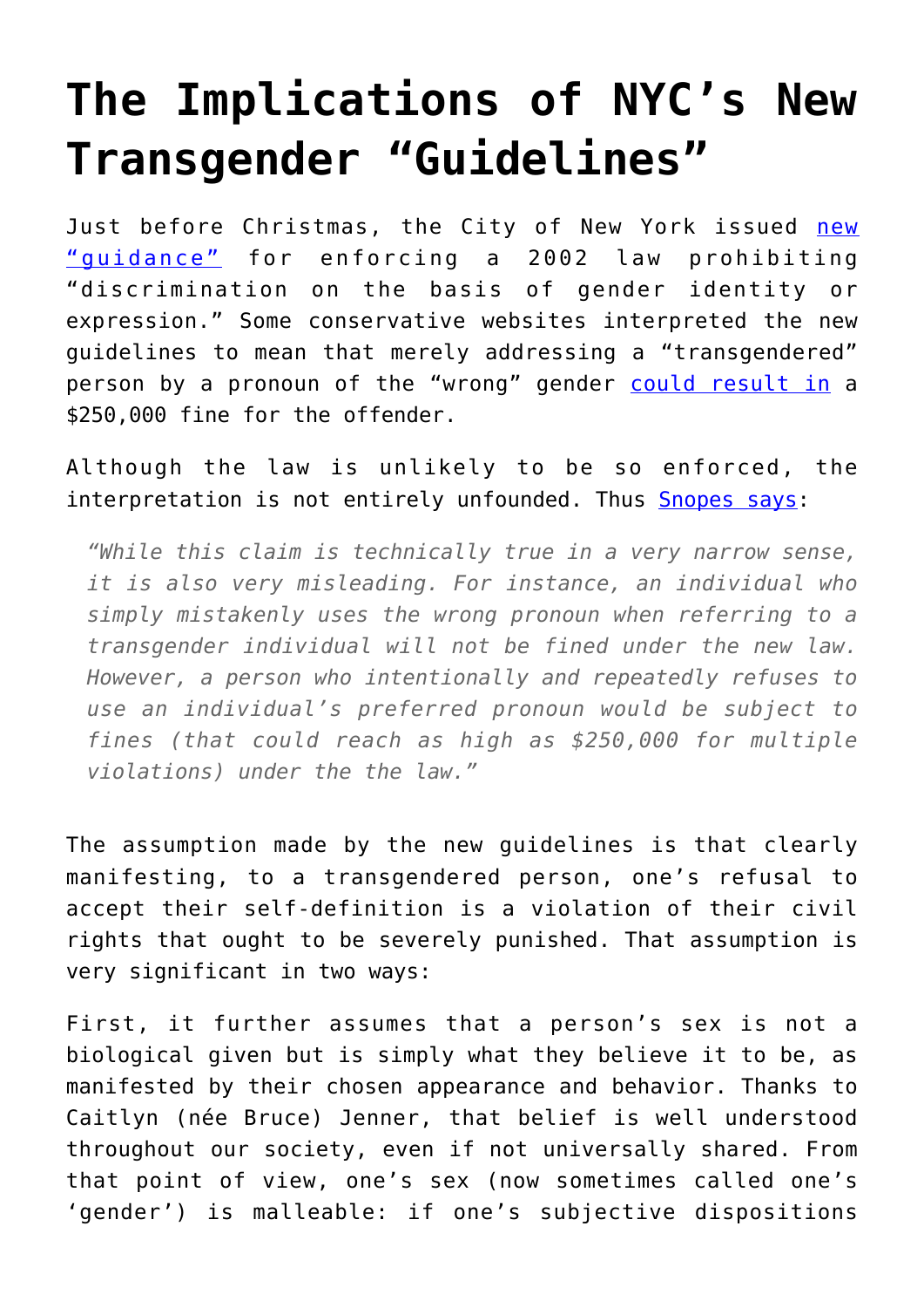# The Implications of NYC's New Transgender "Guidelines"

Just before Christmas, the City of New York issued new "guidance" for enforcing a 2002 law prohibiting "discrimination on the basis of gender identity or expression." Some conservative websites interpreted the new guidelines to mean that merely addressing a "transgendered" person by a pronoun of the "wrong" gender could result in a $250,000 fine for the offender.

Although the law is unlikely to be so enforced, the interpretation is not entirely unfounded. Thus Snopes says:

> *"While this claim is technically true in a very narrow sense, it is also very misleading. For instance, an individual who simply mistakenly uses the wrong pronoun when referring to a transgender individual will not be fined under the new law. However, a person who intentionally and repeatedly refuses to use an individual's preferred pronoun would be subject to fines (that could reach as high as $250,000 for multiple violations) under the the law."*

The assumption made by the new guidelines is that clearly manifesting, to a transgendered person, one's refusal to accept their self-definition is a violation of their civil rights that ought to be severely punished. That assumption is very significant in two ways:

First, it further assumes that a person's sex is not a biological given but is simply what they believe it to be, as manifested by their chosen appearance and behavior. Thanks to Caitlyn (née Bruce) Jenner, that belief is well understood throughout our society, even if not universally shared. From that point of view, one's sex (now sometimes called one's 'gender') is malleable: if one's subjective dispositions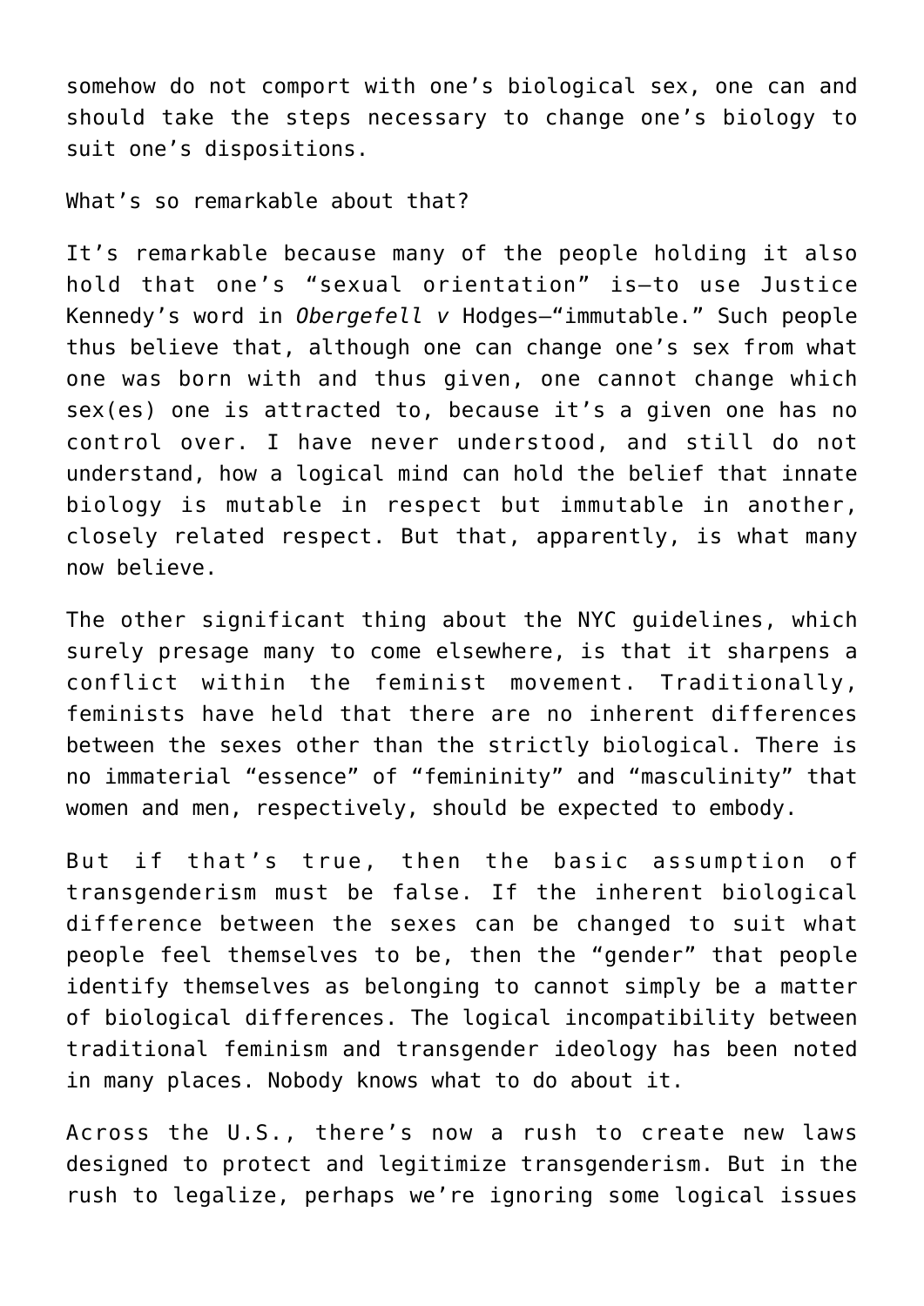somehow do not comport with one's biological sex, one can and should take the steps necessary to change one's biology to suit one's dispositions.

What's so remarkable about that?

It's remarkable because many of the people holding it also hold that one's "sexual orientation" is—to use Justice Kennedy's word in *Obergefell v* Hodges—"immutable." Such people thus believe that, although one can change one's sex from what one was born with and thus given, one cannot change which sex(es) one is attracted to, because it's a given one has no control over. I have never understood, and still do not understand, how a logical mind can hold the belief that innate biology is mutable in respect but immutable in another, closely related respect. But that, apparently, is what many now believe.

The other significant thing about the NYC guidelines, which surely presage many to come elsewhere, is that it sharpens a conflict within the feminist movement. Traditionally, feminists have held that there are no inherent differences between the sexes other than the strictly biological. There is no immaterial "essence" of "femininity" and "masculinity" that women and men, respectively, should be expected to embody.

But if that's true, then the basic assumption of transgenderism must be false. If the inherent biological difference between the sexes can be changed to suit what people feel themselves to be, then the "gender" that people identify themselves as belonging to cannot simply be a matter of biological differences. The logical incompatibility between traditional feminism and transgender ideology has been noted in many places. Nobody knows what to do about it.

Across the U.S., there's now a rush to create new laws designed to protect and legitimize transgenderism. But in the rush to legalize, perhaps we're ignoring some logical issues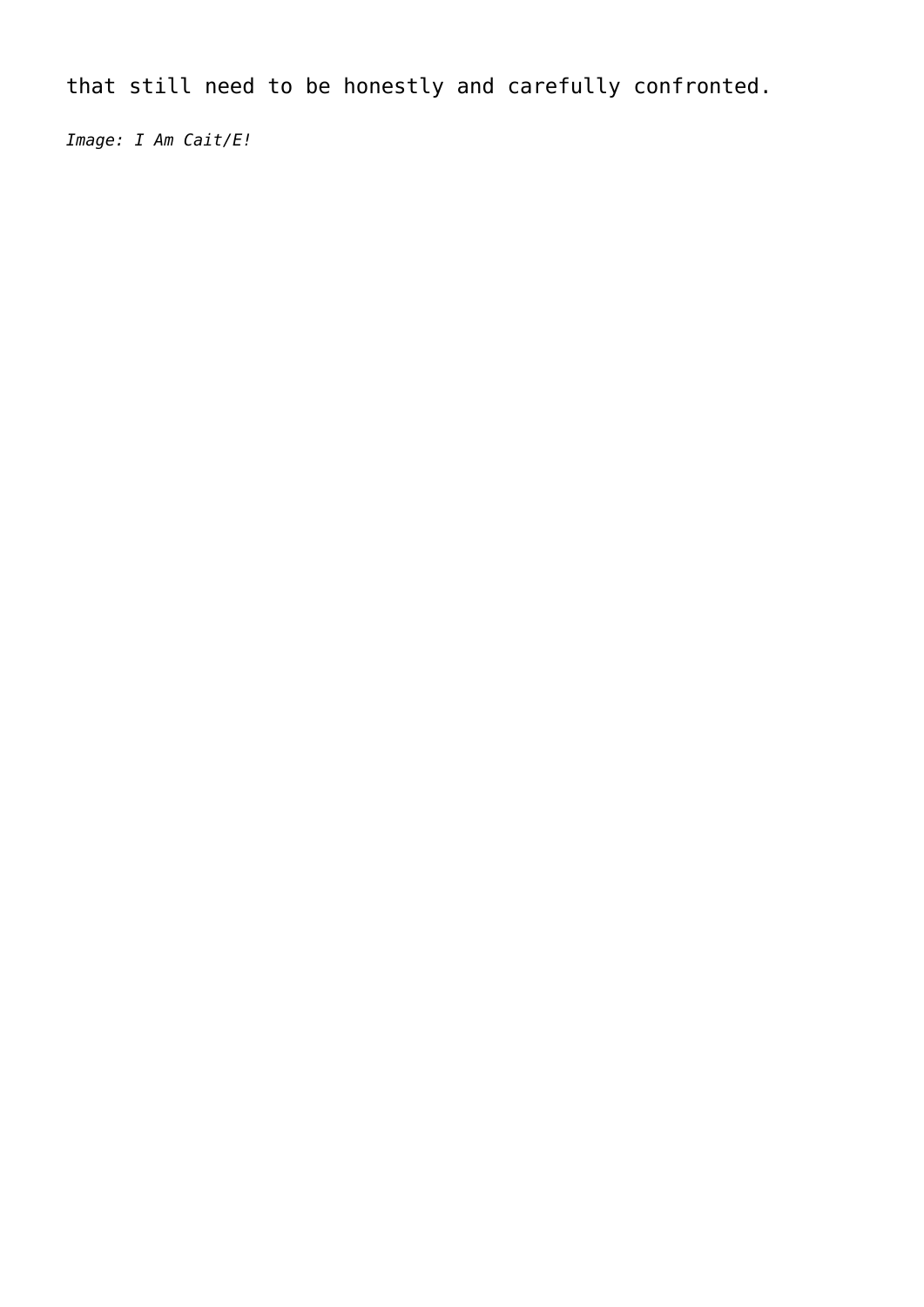that still need to be honestly and carefully confronted.

*Image: I Am Cait/E!*